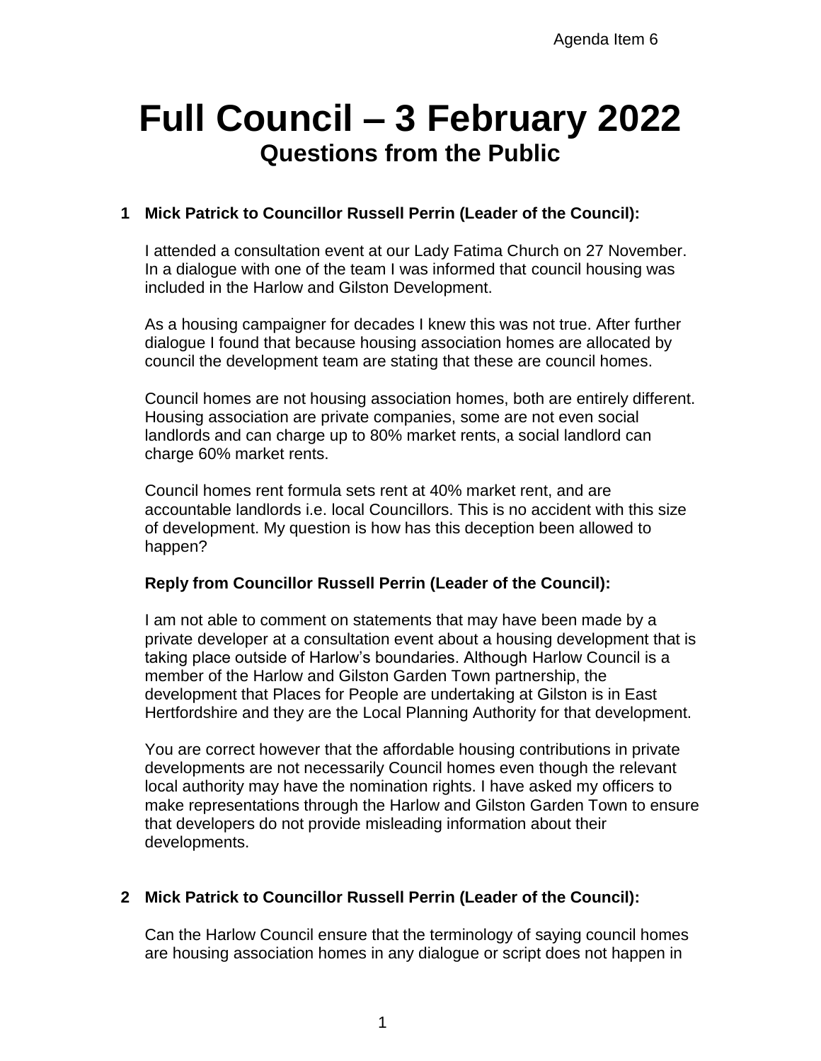Agenda Item 6

# Full Council – 3 February 2022

## Questions from the Public

**1 Mick Patrick to Councillor Russell Perrin (Leader of the Council):**

I attended a consultation event at our Lady Fatima Church on 27 November. In a dialogue with one of the team I was informed that council housing was included in the Harlow and Gilston Development.

As a housing campaigner for decades I knew this was not true. After further dialogue I found that because housing association homes are allocated by council the development team are stating that these are council homes.

Council homes are not housing association homes, both are entirely different. Housing association are private companies, some are not even social landlords and can charge up to 80% market rents, a social landlord can charge 60% market rents.

Council homes rent formula sets rent at 40% market rent, and are accountable landlords i.e. local Councillors. This is no accident with this size of development. My question is how has this deception been allowed to happen?

**Reply from Councillor Russell Perrin (Leader of the Council):**

I am not able to comment on statements that may have been made by a private developer at a consultation event about a housing development that is taking place outside of Harlow's boundaries. Although Harlow Council is a member of the Harlow and Gilston Garden Town partnership, the development that Places for People are undertaking at Gilston is in East Hertfordshire and they are the Local Planning Authority for that development.

You are correct however that the affordable housing contributions in private developments are not necessarily Council homes even though the relevant local authority may have the nomination rights. I have asked my officers to make representations through the Harlow and Gilston Garden Town to ensure that developers do not provide misleading information about their developments.

**2 Mick Patrick to Councillor Russell Perrin (Leader of the Council):**

Can the Harlow Council ensure that the terminology of saying council homes are housing association homes in any dialogue or script does not happen in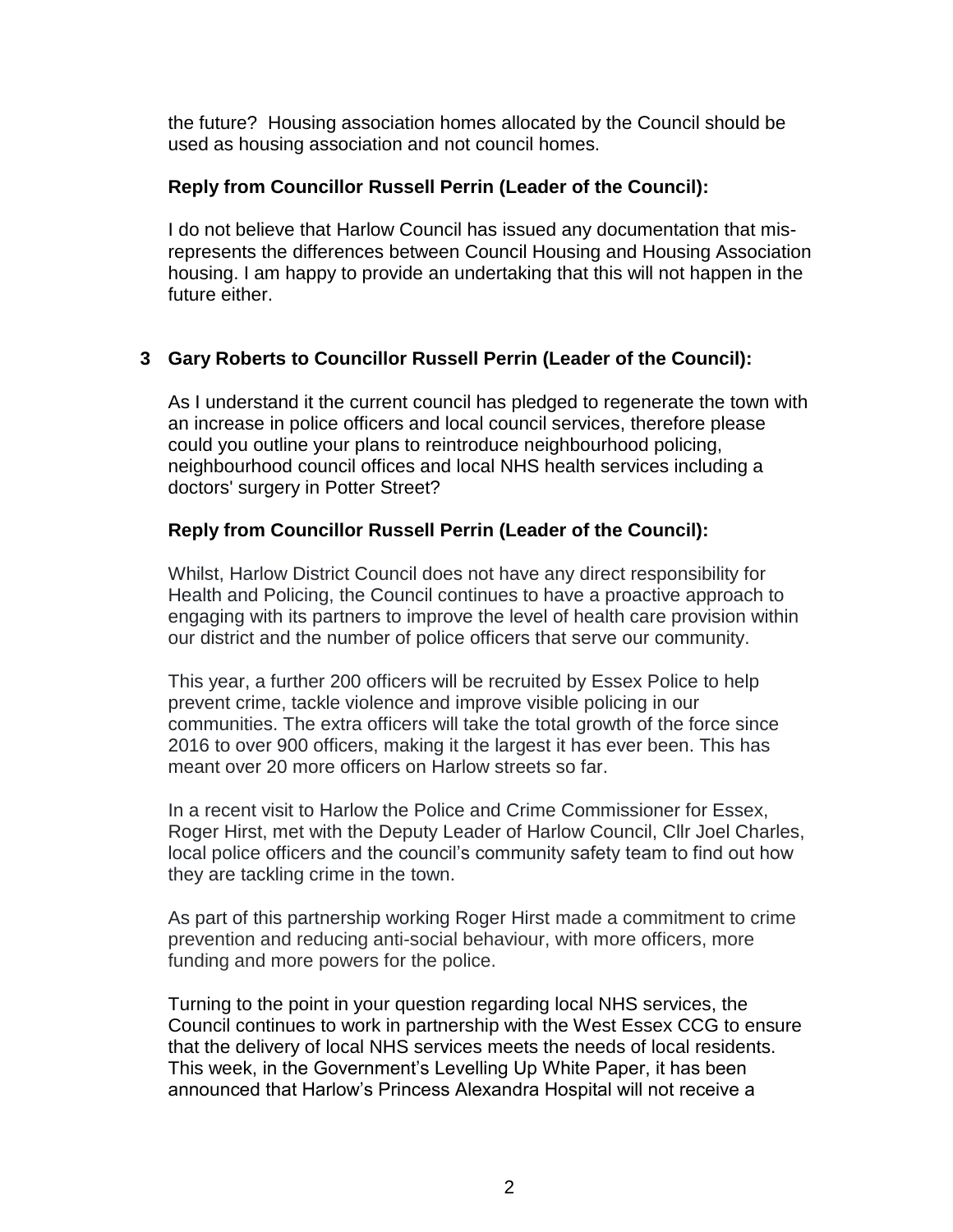the future? Housing association homes allocated by the Council should be used as housing association and not council homes.

**Reply from Councillor Russell Perrin (Leader of the Council):**

I do not believe that Harlow Council has issued any documentation that mis-represents the differences between Council Housing and Housing Association housing. I am happy to provide an undertaking that this will not happen in the future either.

**3 Gary Roberts to Councillor Russell Perrin (Leader of the Council):**

As I understand it the current council has pledged to regenerate the town with an increase in police officers and local council services, therefore please could you outline your plans to reintroduce neighbourhood policing, neighbourhood council offices and local NHS health services including a doctors' surgery in Potter Street?

**Reply from Councillor Russell Perrin (Leader of the Council):**

Whilst, Harlow District Council does not have any direct responsibility for Health and Policing, the Council continues to have a proactive approach to engaging with its partners to improve the level of health care provision within our district and the number of police officers that serve our community.

This year, a further 200 officers will be recruited by Essex Police to help prevent crime, tackle violence and improve visible policing in our communities. The extra officers will take the total growth of the force since 2016 to over 900 officers, making it the largest it has ever been. This has meant over 20 more officers on Harlow streets so far.

In a recent visit to Harlow the Police and Crime Commissioner for Essex, Roger Hirst, met with the Deputy Leader of Harlow Council, Cllr Joel Charles, local police officers and the council's community safety team to find out how they are tackling crime in the town.

As part of this partnership working Roger Hirst made a commitment to crime prevention and reducing anti-social behaviour, with more officers, more funding and more powers for the police.

Turning to the point in your question regarding local NHS services, the Council continues to work in partnership with the West Essex CCG to ensure that the delivery of local NHS services meets the needs of local residents. This week, in the Government's Levelling Up White Paper, it has been announced that Harlow's Princess Alexandra Hospital will not receive a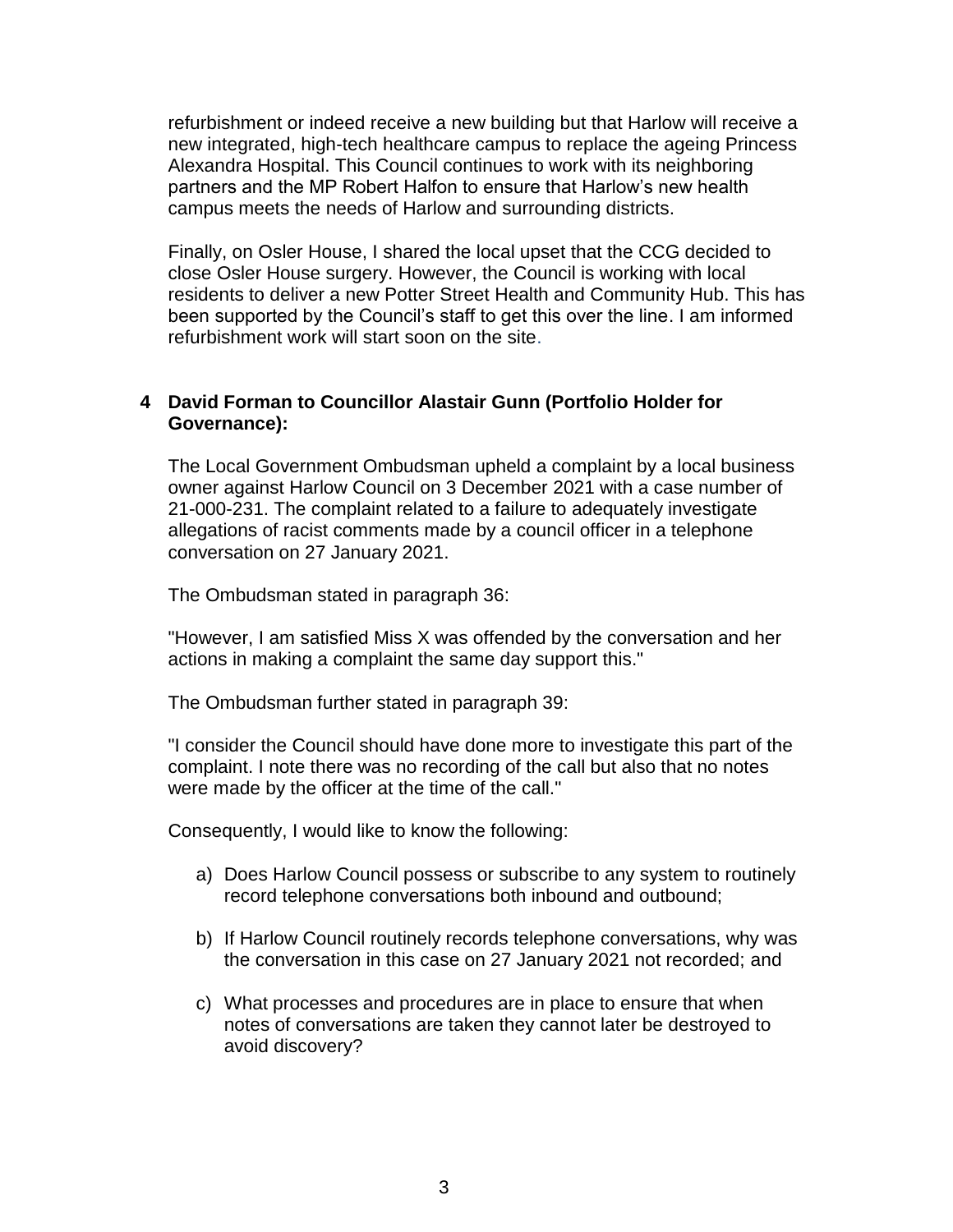refurbishment or indeed receive a new building but that Harlow will receive a new integrated, high-tech healthcare campus to replace the ageing Princess Alexandra Hospital. This Council continues to work with its neighboring partners and the MP Robert Halfon to ensure that Harlow's new health campus meets the needs of Harlow and surrounding districts.

Finally, on Osler House, I shared the local upset that the CCG decided to close Osler House surgery. However, the Council is working with local residents to deliver a new Potter Street Health and Community Hub. This has been supported by the Council's staff to get this over the line. I am informed refurbishment work will start soon on the site.

**4 David Forman to Councillor Alastair Gunn (Portfolio Holder for Governance):**

The Local Government Ombudsman upheld a complaint by a local business owner against Harlow Council on 3 December 2021 with a case number of 21-000-231. The complaint related to a failure to adequately investigate allegations of racist comments made by a council officer in a telephone conversation on 27 January 2021.

The Ombudsman stated in paragraph 36:

"However, I am satisfied Miss X was offended by the conversation and her actions in making a complaint the same day support this."

The Ombudsman further stated in paragraph 39:

"I consider the Council should have done more to investigate this part of the complaint. I note there was no recording of the call but also that no notes were made by the officer at the time of the call."

Consequently, I would like to know the following:

a) Does Harlow Council possess or subscribe to any system to routinely record telephone conversations both inbound and outbound;

b) If Harlow Council routinely records telephone conversations, why was the conversation in this case on 27 January 2021 not recorded; and

c) What processes and procedures are in place to ensure that when notes of conversations are taken they cannot later be destroyed to avoid discovery?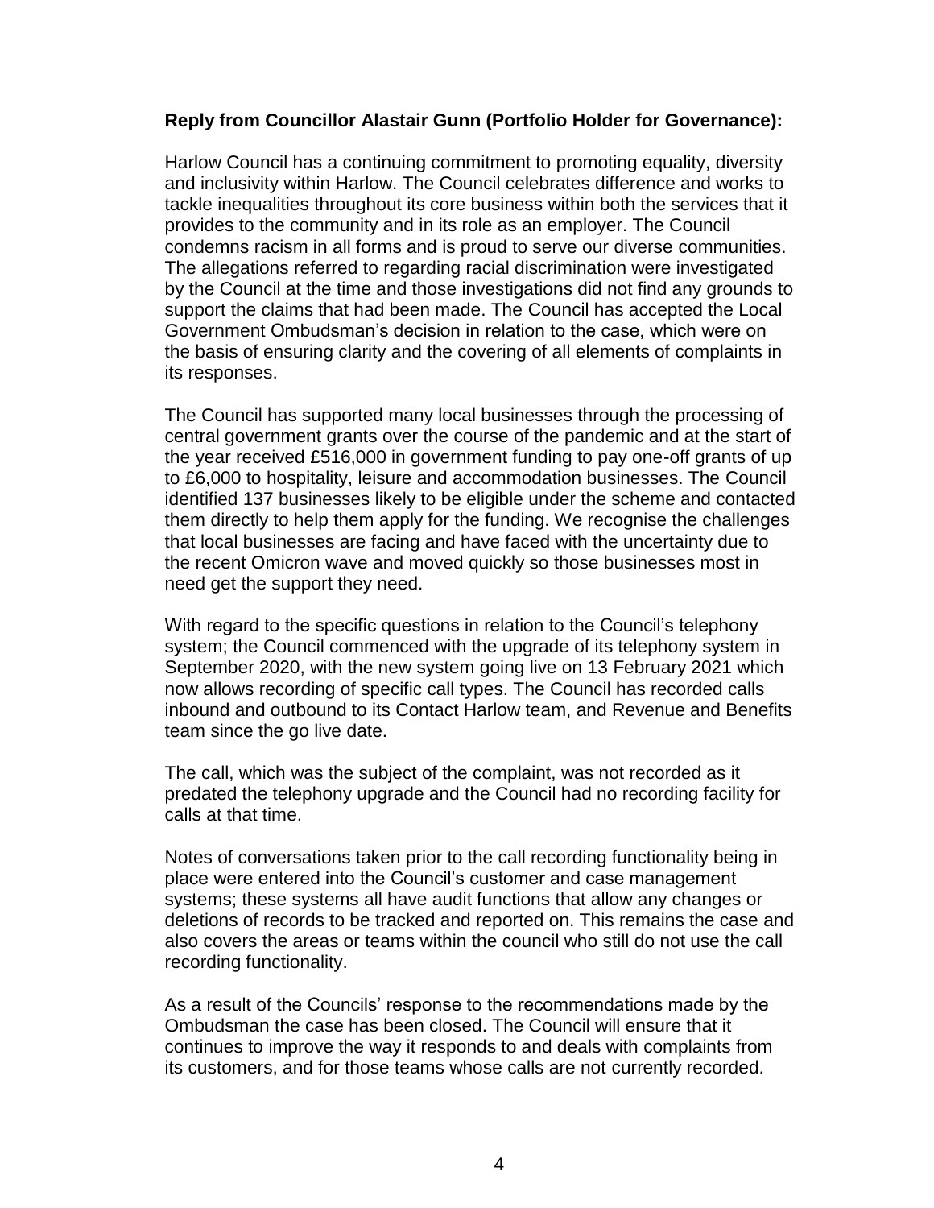**Reply from Councillor Alastair Gunn (Portfolio Holder for Governance):**

Harlow Council has a continuing commitment to promoting equality, diversity and inclusivity within Harlow. The Council celebrates difference and works to tackle inequalities throughout its core business within both the services that it provides to the community and in its role as an employer. The Council condemns racism in all forms and is proud to serve our diverse communities. The allegations referred to regarding racial discrimination were investigated by the Council at the time and those investigations did not find any grounds to support the claims that had been made. The Council has accepted the Local Government Ombudsman's decision in relation to the case, which were on the basis of ensuring clarity and the covering of all elements of complaints in its responses.

The Council has supported many local businesses through the processing of central government grants over the course of the pandemic and at the start of the year received £516,000 in government funding to pay one-off grants of up to £6,000 to hospitality, leisure and accommodation businesses. The Council identified 137 businesses likely to be eligible under the scheme and contacted them directly to help them apply for the funding. We recognise the challenges that local businesses are facing and have faced with the uncertainty due to the recent Omicron wave and moved quickly so those businesses most in need get the support they need.

With regard to the specific questions in relation to the Council's telephony system; the Council commenced with the upgrade of its telephony system in September 2020, with the new system going live on 13 February 2021 which now allows recording of specific call types. The Council has recorded calls inbound and outbound to its Contact Harlow team, and Revenue and Benefits team since the go live date.

The call, which was the subject of the complaint, was not recorded as it predated the telephony upgrade and the Council had no recording facility for calls at that time.

Notes of conversations taken prior to the call recording functionality being in place were entered into the Council's customer and case management systems; these systems all have audit functions that allow any changes or deletions of records to be tracked and reported on. This remains the case and also covers the areas or teams within the council who still do not use the call recording functionality.

As a result of the Councils' response to the recommendations made by the Ombudsman the case has been closed. The Council will ensure that it continues to improve the way it responds to and deals with complaints from its customers, and for those teams whose calls are not currently recorded.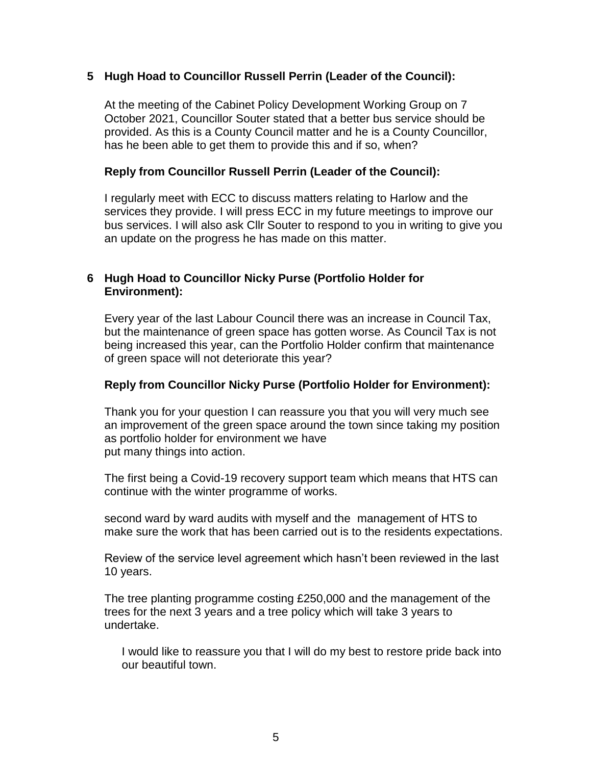**5 Hugh Hoad to Councillor Russell Perrin (Leader of the Council):**

At the meeting of the Cabinet Policy Development Working Group on 7 October 2021, Councillor Souter stated that a better bus service should be provided. As this is a County Council matter and he is a County Councillor, has he been able to get them to provide this and if so, when?

**Reply from Councillor Russell Perrin (Leader of the Council):**

I regularly meet with ECC to discuss matters relating to Harlow and the services they provide. I will press ECC in my future meetings to improve our bus services. I will also ask Cllr Souter to respond to you in writing to give you an update on the progress he has made on this matter.

**6 Hugh Hoad to Councillor Nicky Purse (Portfolio Holder for Environment):**

Every year of the last Labour Council there was an increase in Council Tax, but the maintenance of green space has gotten worse. As Council Tax is not being increased this year, can the Portfolio Holder confirm that maintenance of green space will not deteriorate this year?

**Reply from Councillor Nicky Purse (Portfolio Holder for Environment):**

Thank you for your question I can reassure you that you will very much see an improvement of the green space around the town since taking my position as portfolio holder for environment we have put many things into action.

The first being a Covid-19 recovery support team which means that HTS can continue with the winter programme of works.

second ward by ward audits with myself and the management of HTS to make sure the work that has been carried out is to the residents expectations.

Review of the service level agreement which hasn't been reviewed in the last 10 years.

The tree planting programme costing £250,000 and the management of the trees for the next 3 years and a tree policy which will take 3 years to undertake.

I would like to reassure you that I will do my best to restore pride back into our beautiful town.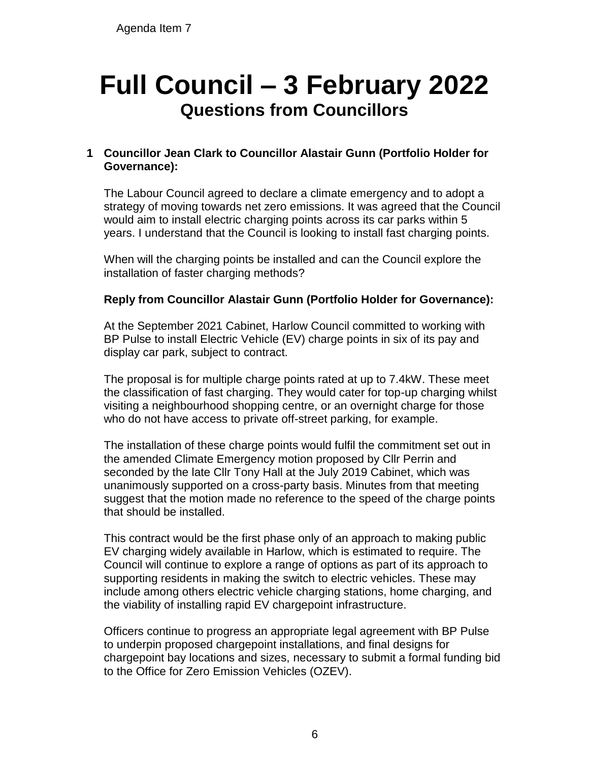Agenda Item 7

# Full Council – 3 February 2022

## Questions from Councillors

**1 Councillor Jean Clark to Councillor Alastair Gunn (Portfolio Holder for Governance):**

The Labour Council agreed to declare a climate emergency and to adopt a strategy of moving towards net zero emissions. It was agreed that the Council would aim to install electric charging points across its car parks within 5 years. I understand that the Council is looking to install fast charging points.

When will the charging points be installed and can the Council explore the installation of faster charging methods?

**Reply from Councillor Alastair Gunn (Portfolio Holder for Governance):**

At the September 2021 Cabinet, Harlow Council committed to working with BP Pulse to install Electric Vehicle (EV) charge points in six of its pay and display car park, subject to contract.

The proposal is for multiple charge points rated at up to 7.4kW. These meet the classification of fast charging. They would cater for top-up charging whilst visiting a neighbourhood shopping centre, or an overnight charge for those who do not have access to private off-street parking, for example.

The installation of these charge points would fulfil the commitment set out in the amended Climate Emergency motion proposed by Cllr Perrin and seconded by the late Cllr Tony Hall at the July 2019 Cabinet, which was unanimously supported on a cross-party basis. Minutes from that meeting suggest that the motion made no reference to the speed of the charge points that should be installed.

This contract would be the first phase only of an approach to making public EV charging widely available in Harlow, which is estimated to require. The Council will continue to explore a range of options as part of its approach to supporting residents in making the switch to electric vehicles. These may include among others electric vehicle charging stations, home charging, and the viability of installing rapid EV chargepoint infrastructure.

Officers continue to progress an appropriate legal agreement with BP Pulse to underpin proposed chargepoint installations, and final designs for chargepoint bay locations and sizes, necessary to submit a formal funding bid to the Office for Zero Emission Vehicles (OZEV).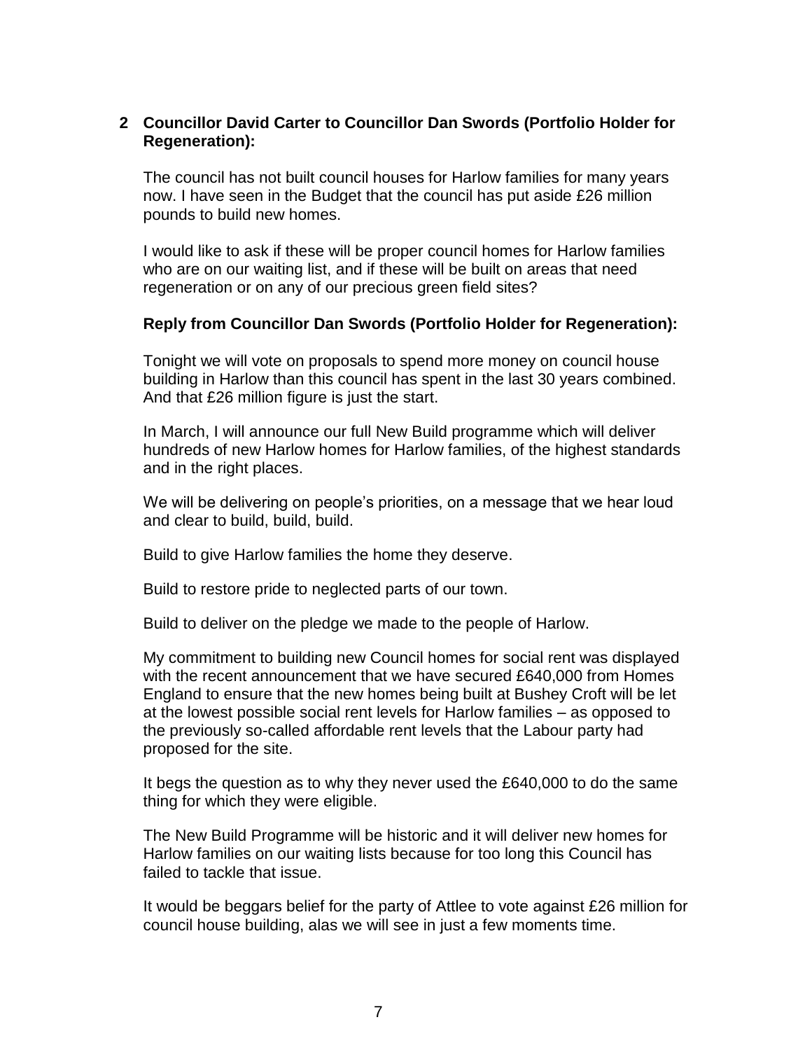**2 Councillor David Carter to Councillor Dan Swords (Portfolio Holder for Regeneration):**

The council has not built council houses for Harlow families for many years now. I have seen in the Budget that the council has put aside £26 million pounds to build new homes.

I would like to ask if these will be proper council homes for Harlow families who are on our waiting list, and if these will be built on areas that need regeneration or on any of our precious green field sites?

**Reply from Councillor Dan Swords (Portfolio Holder for Regeneration):**

Tonight we will vote on proposals to spend more money on council house building in Harlow than this council has spent in the last 30 years combined. And that £26 million figure is just the start.

In March, I will announce our full New Build programme which will deliver hundreds of new Harlow homes for Harlow families, of the highest standards and in the right places.

We will be delivering on people's priorities, on a message that we hear loud and clear to build, build, build.

Build to give Harlow families the home they deserve.

Build to restore pride to neglected parts of our town.

Build to deliver on the pledge we made to the people of Harlow.

My commitment to building new Council homes for social rent was displayed with the recent announcement that we have secured £640,000 from Homes England to ensure that the new homes being built at Bushey Croft will be let at the lowest possible social rent levels for Harlow families – as opposed to the previously so-called affordable rent levels that the Labour party had proposed for the site.

It begs the question as to why they never used the £640,000 to do the same thing for which they were eligible.

The New Build Programme will be historic and it will deliver new homes for Harlow families on our waiting lists because for too long this Council has failed to tackle that issue.

It would be beggars belief for the party of Attlee to vote against £26 million for council house building, alas we will see in just a few moments time.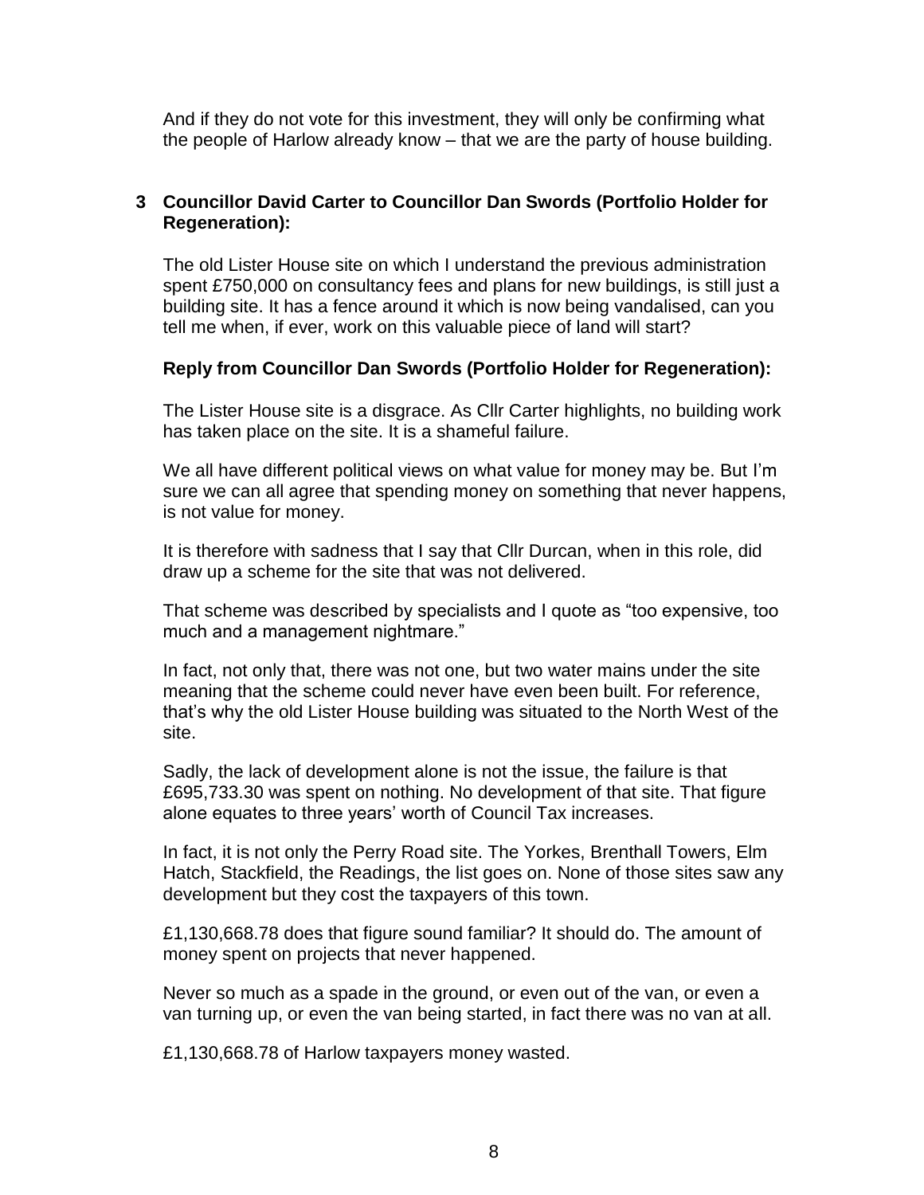And if they do not vote for this investment, they will only be confirming what the people of Harlow already know – that we are the party of house building.

**3 Councillor David Carter to Councillor Dan Swords (Portfolio Holder for Regeneration):**

The old Lister House site on which I understand the previous administration spent £750,000 on consultancy fees and plans for new buildings, is still just a building site. It has a fence around it which is now being vandalised, can you tell me when, if ever, work on this valuable piece of land will start?

**Reply from Councillor Dan Swords (Portfolio Holder for Regeneration):**

The Lister House site is a disgrace. As Cllr Carter highlights, no building work has taken place on the site. It is a shameful failure.

We all have different political views on what value for money may be. But I'm sure we can all agree that spending money on something that never happens, is not value for money.

It is therefore with sadness that I say that Cllr Durcan, when in this role, did draw up a scheme for the site that was not delivered.

That scheme was described by specialists and I quote as "too expensive, too much and a management nightmare."

In fact, not only that, there was not one, but two water mains under the site meaning that the scheme could never have even been built. For reference, that's why the old Lister House building was situated to the North West of the site.

Sadly, the lack of development alone is not the issue, the failure is that £695,733.30 was spent on nothing. No development of that site. That figure alone equates to three years' worth of Council Tax increases.

In fact, it is not only the Perry Road site. The Yorkes, Brenthall Towers, Elm Hatch, Stackfield, the Readings, the list goes on. None of those sites saw any development but they cost the taxpayers of this town.

£1,130,668.78 does that figure sound familiar? It should do. The amount of money spent on projects that never happened.

Never so much as a spade in the ground, or even out of the van, or even a van turning up, or even the van being started, in fact there was no van at all.

£1,130,668.78 of Harlow taxpayers money wasted.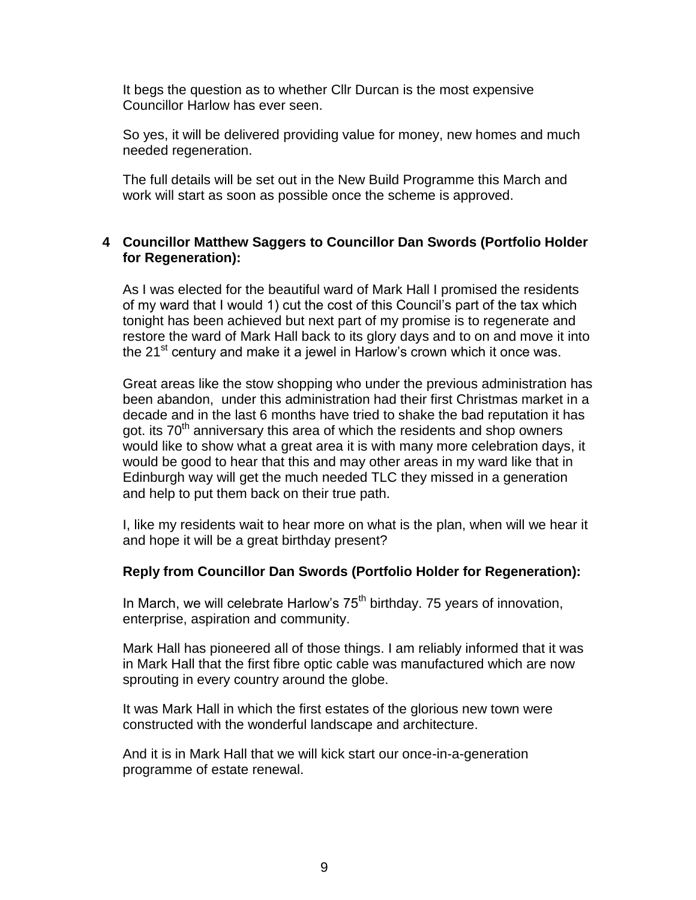It begs the question as to whether Cllr Durcan is the most expensive Councillor Harlow has ever seen.

So yes, it will be delivered providing value for money, new homes and much needed regeneration.

The full details will be set out in the New Build Programme this March and work will start as soon as possible once the scheme is approved.

**4 Councillor Matthew Saggers to Councillor Dan Swords (Portfolio Holder for Regeneration):**

As I was elected for the beautiful ward of Mark Hall I promised the residents of my ward that I would 1) cut the cost of this Council's part of the tax which tonight has been achieved but next part of my promise is to regenerate and restore the ward of Mark Hall back to its glory days and to on and move it into the 21st century and make it a jewel in Harlow's crown which it once was.

Great areas like the stow shopping who under the previous administration has been abandon, under this administration had their first Christmas market in a decade and in the last 6 months have tried to shake the bad reputation it has got. its 70th anniversary this area of which the residents and shop owners would like to show what a great area it is with many more celebration days, it would be good to hear that this and may other areas in my ward like that in Edinburgh way will get the much needed TLC they missed in a generation and help to put them back on their true path.

I, like my residents wait to hear more on what is the plan, when will we hear it and hope it will be a great birthday present?

**Reply from Councillor Dan Swords (Portfolio Holder for Regeneration):**

In March, we will celebrate Harlow's 75th birthday. 75 years of innovation, enterprise, aspiration and community.

Mark Hall has pioneered all of those things. I am reliably informed that it was in Mark Hall that the first fibre optic cable was manufactured which are now sprouting in every country around the globe.

It was Mark Hall in which the first estates of the glorious new town were constructed with the wonderful landscape and architecture.

And it is in Mark Hall that we will kick start our once-in-a-generation programme of estate renewal.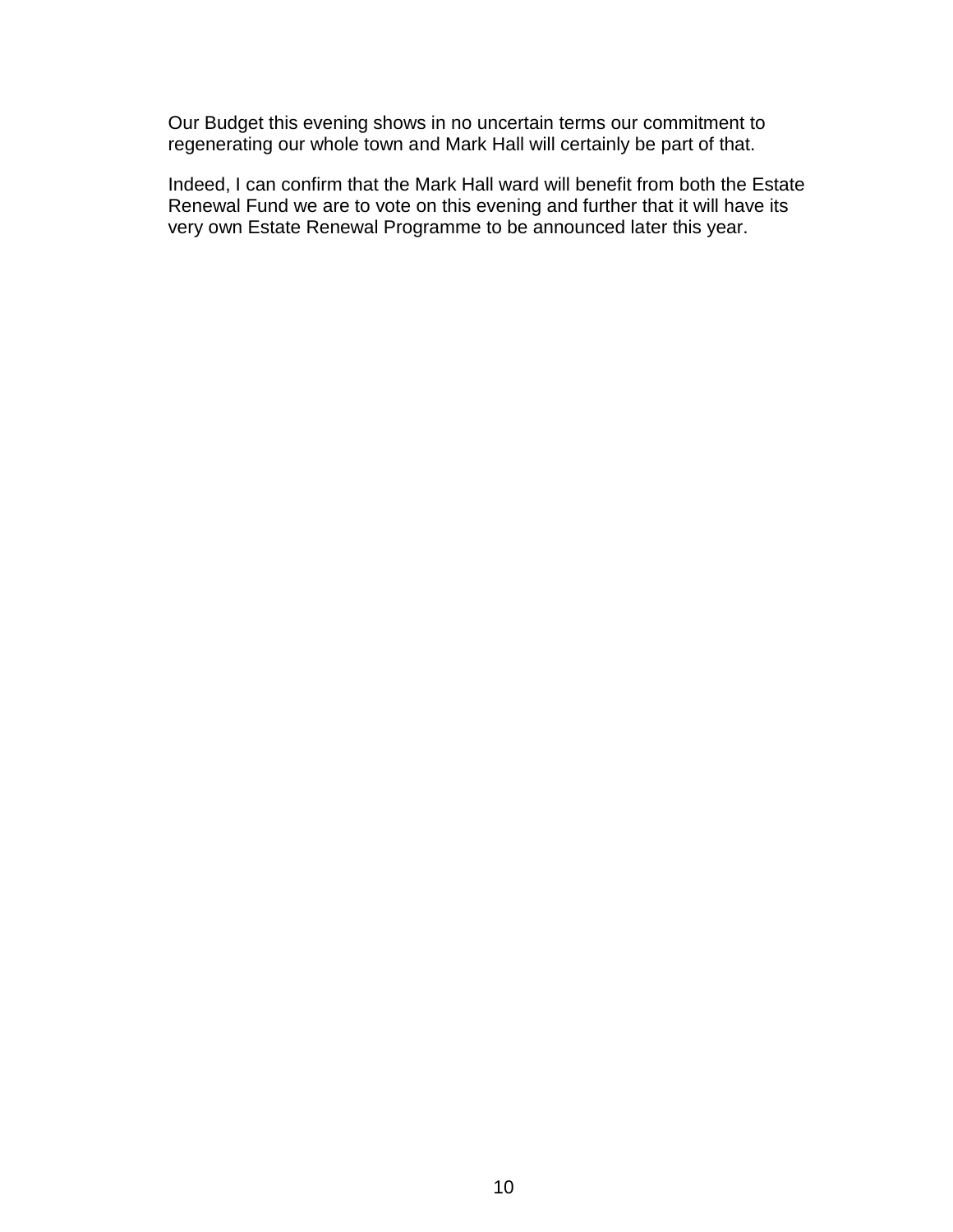Our Budget this evening shows in no uncertain terms our commitment to regenerating our whole town and Mark Hall will certainly be part of that.

Indeed, I can confirm that the Mark Hall ward will benefit from both the Estate Renewal Fund we are to vote on this evening and further that it will have its very own Estate Renewal Programme to be announced later this year.